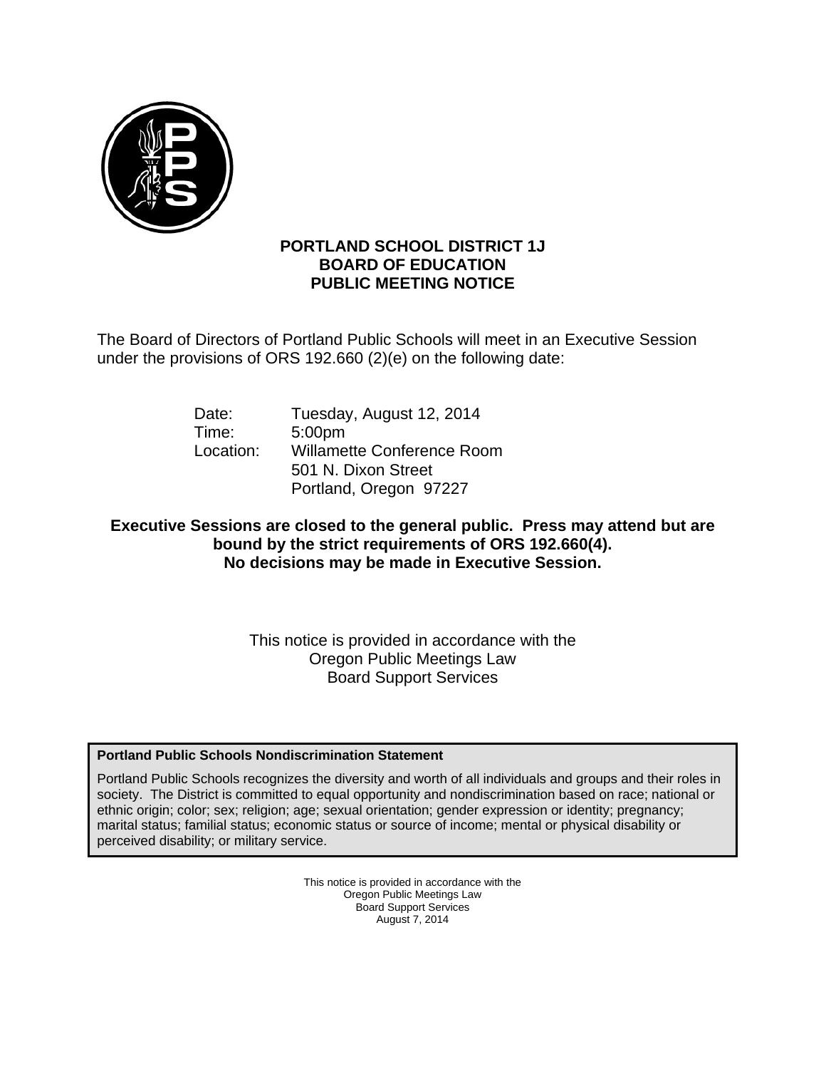**PORTLAND SCHOOL DISTRICT 1J**
**BOARD OF EDUCATION**
**PUBLIC MEETING NOTICE**

The Board of Directors of Portland Public Schools will meet in an Executive Session under the provisions of ORS 192.660 (2)(e) on the following date:

Date: Tuesday, August 12, 2014
Time: 5:00pm
Location: Willamette Conference Room
501 N. Dixon Street
Portland, Oregon 97227

**Executive Sessions are closed to the general public. Press may attend but are bound by the strict requirements of ORS 192.660(4).**
**No decisions may be made in Executive Session.**

This notice is provided in accordance with the
Oregon Public Meetings Law
Board Support Services

**Portland Public Schools Nondiscrimination Statement**

Portland Public Schools recognizes the diversity and worth of all individuals and groups and their roles in society. The District is committed to equal opportunity and nondiscrimination based on race; national or ethnic origin; color; sex; religion; age; sexual orientation; gender expression or identity; pregnancy; marital status; familial status; economic status or source of income; mental or physical disability or perceived disability; or military service.

This notice is provided in accordance with the
Oregon Public Meetings Law
Board Support Services
August 7, 2014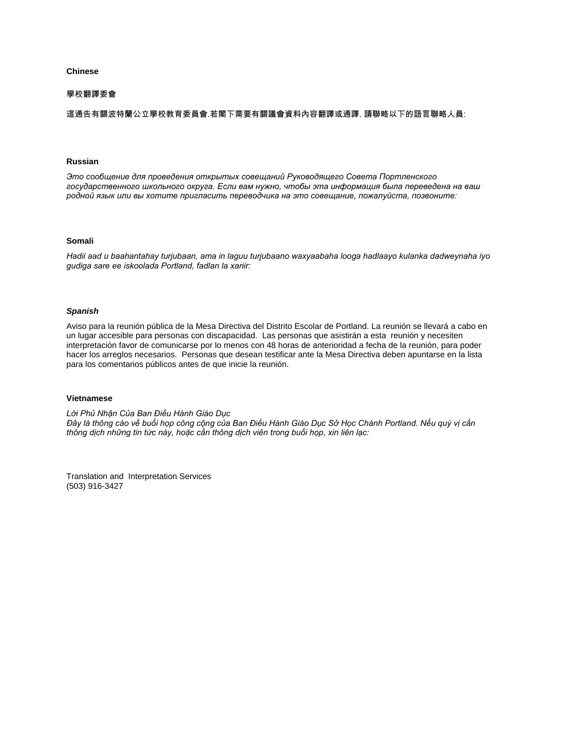**Chinese**

學校翻譯委會

這通告有關波特蘭公立學校教育委員會.若閣下需要有關議會資料內容翻譯或通譯. 請聯略以下的語言聯略人員:

**Russian**

*Это сообщение для проведения открытых совещаний Руководящего Совета Портленского государственного школьного округа. Если вам нужно, чтобы эта информация была переведена на ваш родной язык или вы хотите пригласить переводчика на это совещание, пожалуйста, позвоните:*

**Somali**

*Hadii aad u baahantahay turjubaan, ama in laguu turjubaano waxyaabaha looga hadlaayo kulanka dadweynaha iyo gudiga sare ee iskoolada Portland, fadlan la xariir:*

***Spanish***

Aviso para la reunión pública de la Mesa Directiva del Distrito Escolar de Portland. La reunión se llevará a cabo en un lugar accesible para personas con discapacidad. Las personas que asistirán a esta reunión y necesiten interpretación favor de comunicarse por lo menos con 48 horas de anterioridad a fecha de la reunión, para poder hacer los arreglos necesarios. Personas que desean testificar ante la Mesa Directiva deben apuntarse en la lista para los comentarios públicos antes de que inicie la reunión.

**Vietnamese**

*Lời Phủ Nhận Của Ban Điều Hành Giáo Dục*
*Đây là thông cáo về buổi họp công cộng của Ban Điều Hành Giáo Dục Sở Học Chánh Portland. Nếu quý vị cần thông dịch những tin tức này, hoặc cần thông dịch viên trong buổi họp, xin liên lạc:*

Translation and Interpretation Services
(503) 916-3427